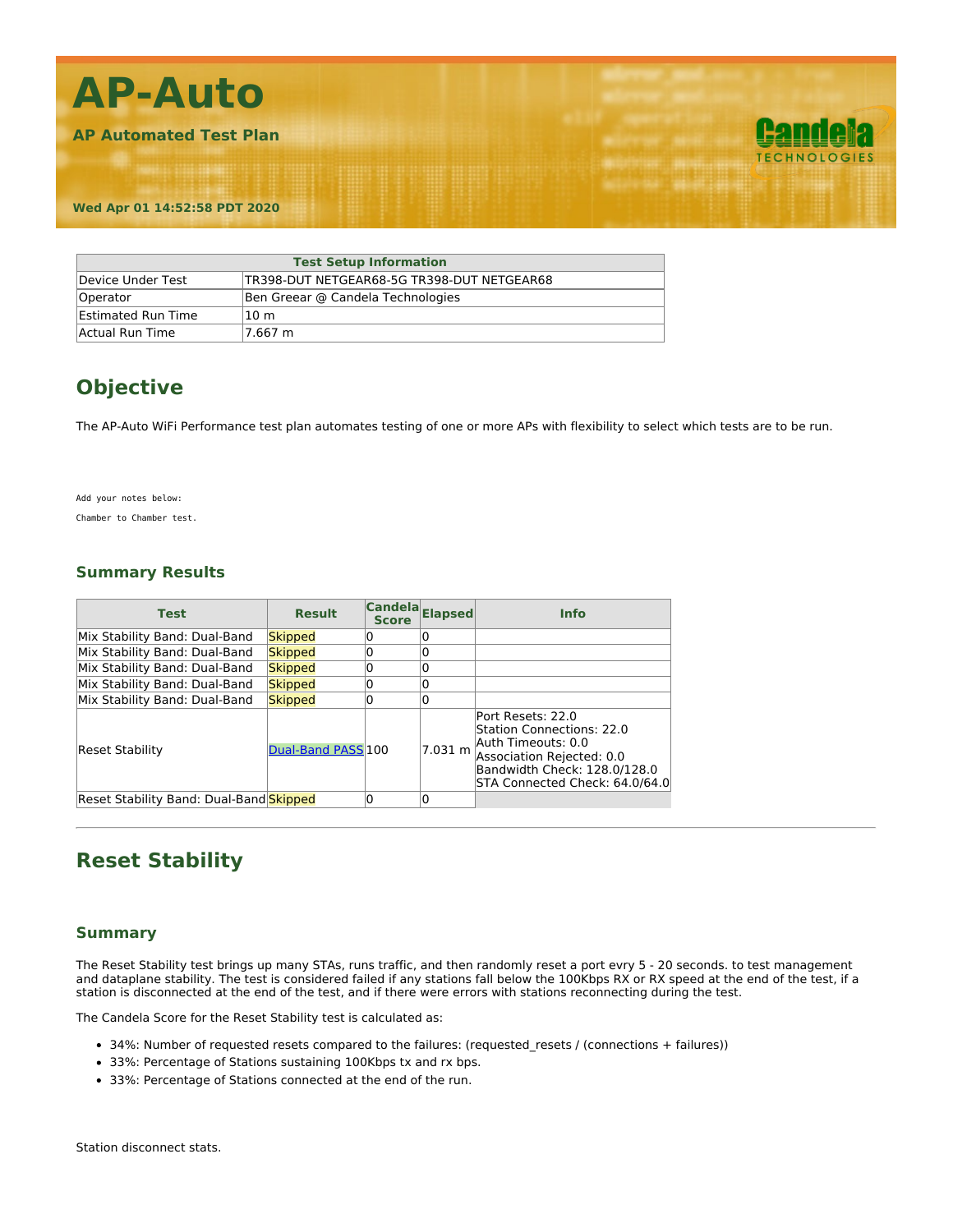# AP-Auto

**AP Automated Test Plan**

**Wed Apr 01 14:52:58 PDT 2020**

| Test Setup Information | |
|---|---|
| Device Under Test | TR398-DUT NETGEAR68-5G TR398-DUT NETGEAR68 |
| Operator | Ben Greear @ Candela Technologies |
| Estimated Run Time | 10 m |
| Actual Run Time | 7.667 m |

## Objective

The AP-Auto WiFi Performance test plan automates testing of one or more APs with flexibility to select which tests are to be run.

```
Add your notes below:
Chamber to Chamber test.
```

### Summary Results

| Test | Result | Candela Score | Elapsed | Info |
|---|---|---|---|---|
| Mix Stability Band: Dual-Band | Skipped | 0 | 0 | |
| Mix Stability Band: Dual-Band | Skipped | 0 | 0 | |
| Mix Stability Band: Dual-Band | Skipped | 0 | 0 | |
| Mix Stability Band: Dual-Band | Skipped | 0 | 0 | |
| Mix Stability Band: Dual-Band | Skipped | 0 | 0 | |
| Reset Stability | Dual-Band PASS | 100 | 7.031 m | Port Resets: 22.0<br>Station Connections: 22.0<br>Auth Timeouts: 0.0<br>Association Rejected: 0.0<br>Bandwidth Check: 128.0/128.0<br>STA Connected Check: 64.0/64.0 |
| Reset Stability Band: Dual-Band | Skipped | 0 | 0 | |

---

## Reset Stability

### Summary

The Reset Stability test brings up many STAs, runs traffic, and then randomly reset a port evry 5 - 20 seconds. to test management and dataplane stability. The test is considered failed if any stations fall below the 100Kbps RX or RX speed at the end of the test, if a station is disconnected at the end of the test, and if there were errors with stations reconnecting during the test.

The Candela Score for the Reset Stability test is calculated as:

- 34%: Number of requested resets compared to the failures: (requested_resets / (connections + failures))
- 33%: Percentage of Stations sustaining 100Kbps tx and rx bps.
- 33%: Percentage of Stations connected at the end of the run.

Station disconnect stats.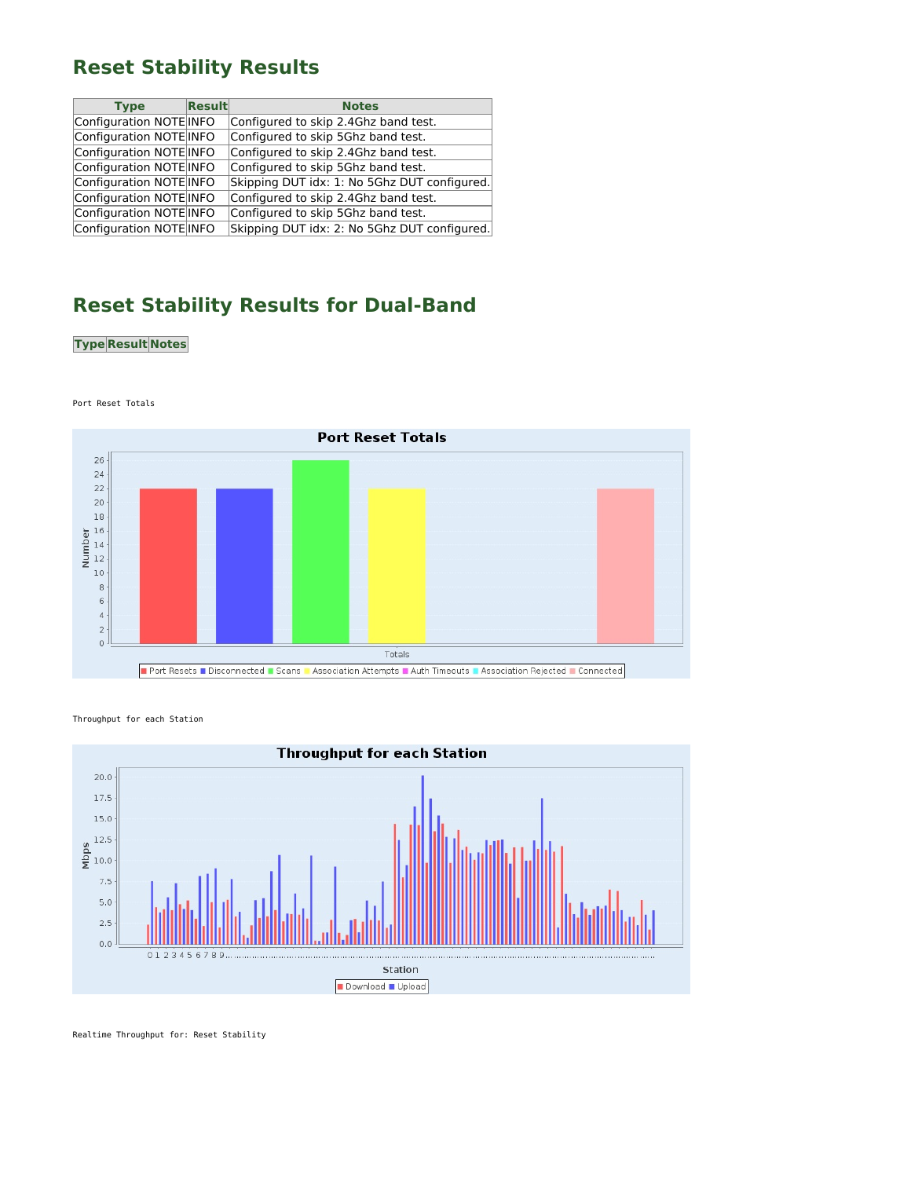## Reset Stability Results

| Type | Result | Notes |
|---|---|---|
| Configuration NOTE | INFO | Configured to skip 2.4Ghz band test. |
| Configuration NOTE | INFO | Configured to skip 5Ghz band test. |
| Configuration NOTE | INFO | Configured to skip 2.4Ghz band test. |
| Configuration NOTE | INFO | Configured to skip 5Ghz band test. |
| Configuration NOTE | INFO | Skipping DUT idx: 1: No 5Ghz DUT configured. |
| Configuration NOTE | INFO | Configured to skip 2.4Ghz band test. |
| Configuration NOTE | INFO | Configured to skip 5Ghz band test. |
| Configuration NOTE | INFO | Skipping DUT idx: 2: No 5Ghz DUT configured. |

## Reset Stability Results for Dual-Band

| Type | Result | Notes |
|---|---|---|

Port Reset Totals

Throughput for each Station

Realtime Throughput for: Reset Stability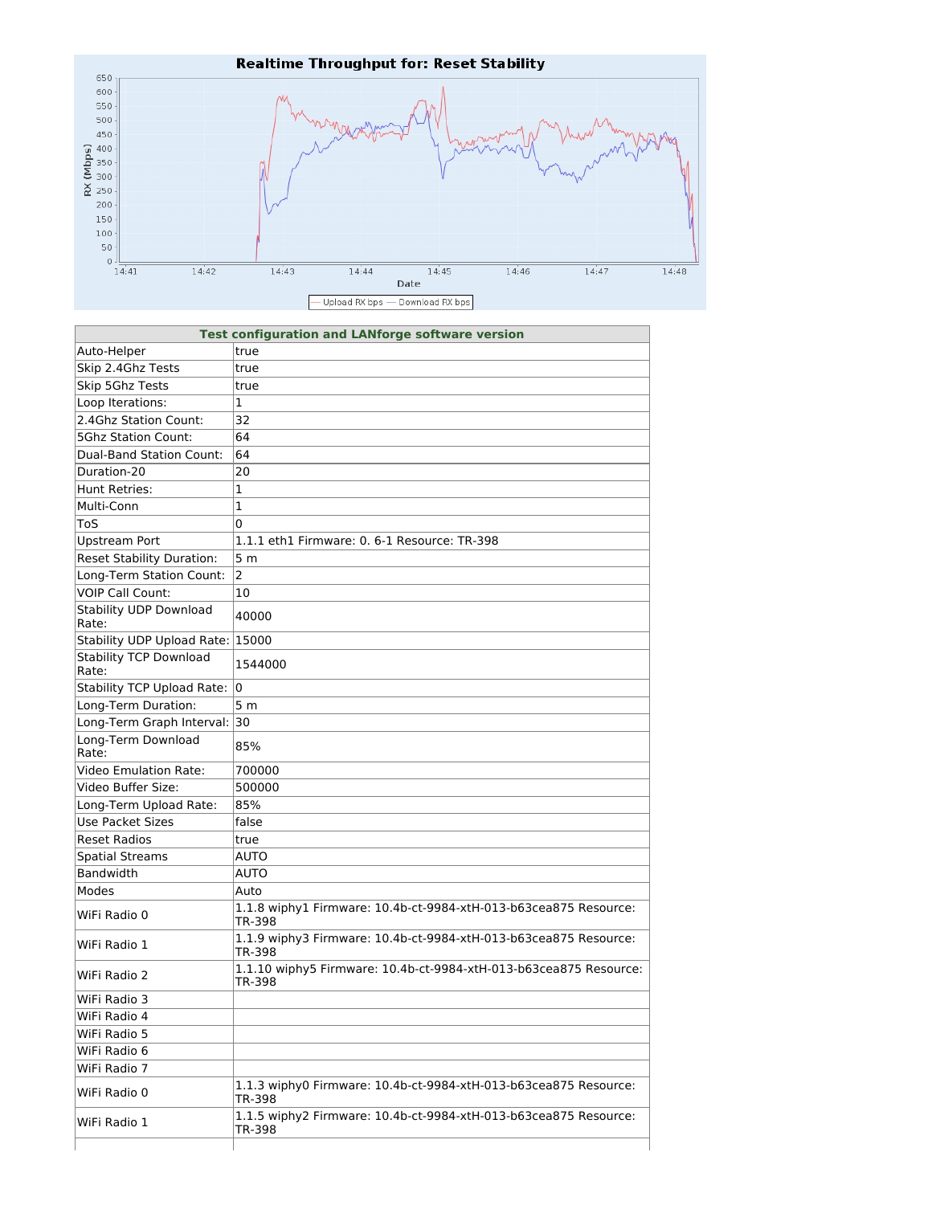## Realtime Throughput for: Reset Stability

| Test configuration and LANforge software version | |
|---|---|
| Auto-Helper | true |
| Skip 2.4Ghz Tests | true |
| Skip 5Ghz Tests | true |
| Loop Iterations: | 1 |
| 2.4Ghz Station Count: | 32 |
| 5Ghz Station Count: | 64 |
| Dual-Band Station Count: | 64 |
| Duration-20 | 20 |
| Hunt Retries: | 1 |
| Multi-Conn | 1 |
| ToS | 0 |
| Upstream Port | 1.1.1 eth1 Firmware: 0. 6-1 Resource: TR-398 |
| Reset Stability Duration: | 5 m |
| Long-Term Station Count: | 2 |
| VOIP Call Count: | 10 |
| Stability UDP Download Rate: | 40000 |
| Stability UDP Upload Rate: | 15000 |
| Stability TCP Download Rate: | 1544000 |
| Stability TCP Upload Rate: | 0 |
| Long-Term Duration: | 5 m |
| Long-Term Graph Interval: | 30 |
| Long-Term Download Rate: | 85% |
| Video Emulation Rate: | 700000 |
| Video Buffer Size: | 500000 |
| Long-Term Upload Rate: | 85% |
| Use Packet Sizes | false |
| Reset Radios | true |
| Spatial Streams | AUTO |
| Bandwidth | AUTO |
| Modes | Auto |
| WiFi Radio 0 | 1.1.8 wiphy1 Firmware: 10.4b-ct-9984-xtH-013-b63cea875 Resource: TR-398 |
| WiFi Radio 1 | 1.1.9 wiphy3 Firmware: 10.4b-ct-9984-xtH-013-b63cea875 Resource: TR-398 |
| WiFi Radio 2 | 1.1.10 wiphy5 Firmware: 10.4b-ct-9984-xtH-013-b63cea875 Resource: TR-398 |
| WiFi Radio 3 | |
| WiFi Radio 4 | |
| WiFi Radio 5 | |
| WiFi Radio 6 | |
| WiFi Radio 7 | |
| WiFi Radio 0 | 1.1.3 wiphy0 Firmware: 10.4b-ct-9984-xtH-013-b63cea875 Resource: TR-398 |
| WiFi Radio 1 | 1.1.5 wiphy2 Firmware: 10.4b-ct-9984-xtH-013-b63cea875 Resource: TR-398 |
| | |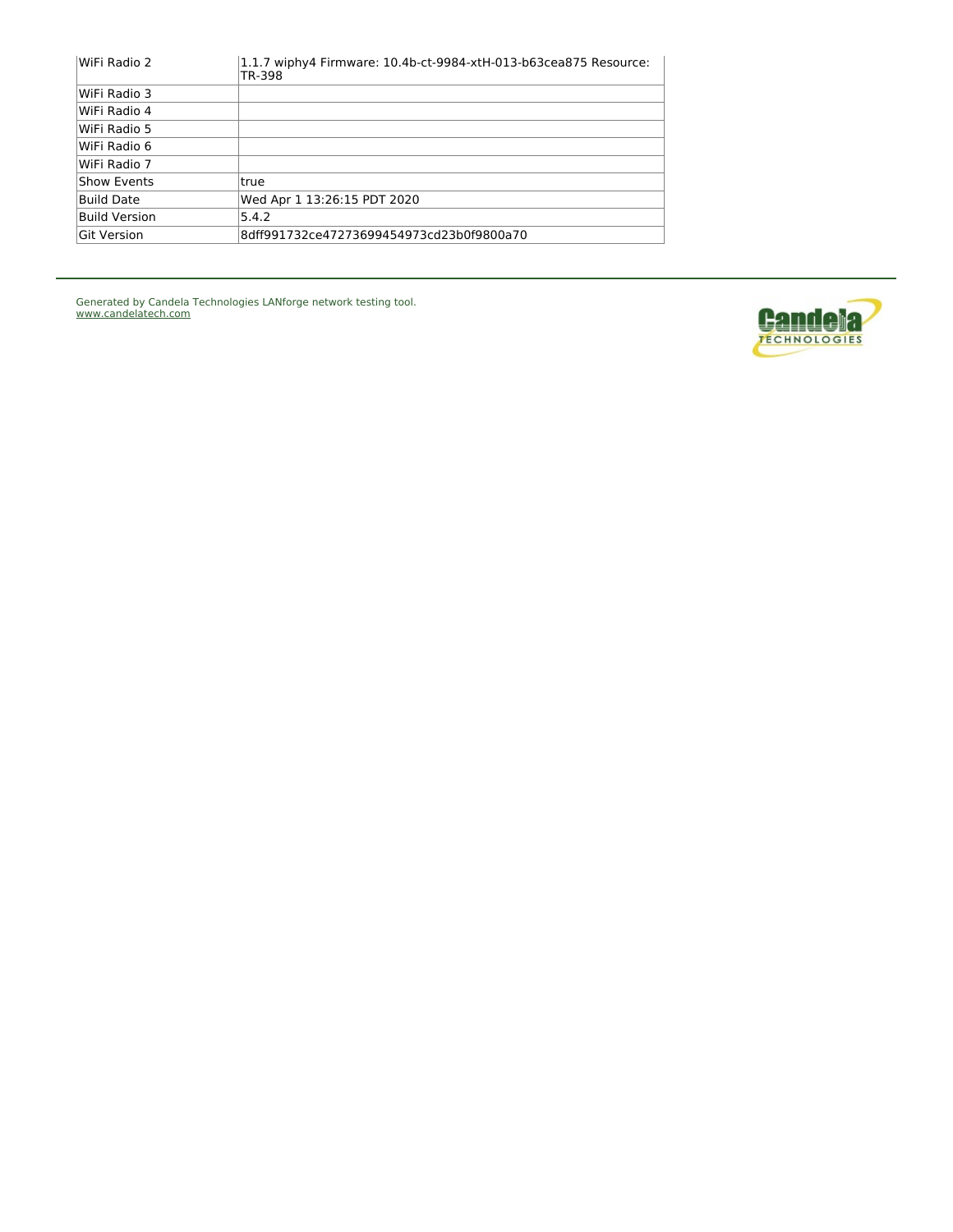| | |
|---|---|
| WiFi Radio 2 | 1.1.7 wiphy4 Firmware: 10.4b-ct-9984-xtH-013-b63cea875 Resource: TR-398 |
| WiFi Radio 3 | |
| WiFi Radio 4 | |
| WiFi Radio 5 | |
| WiFi Radio 6 | |
| WiFi Radio 7 | |
| Show Events | true |
| Build Date | Wed Apr 1 13:26:15 PDT 2020 |
| Build Version | 5.4.2 |
| Git Version | 8dff991732ce47273699454973cd23b0f9800a70 |

---

Generated by Candela Technologies LANforge network testing tool.
www.candelatech.com